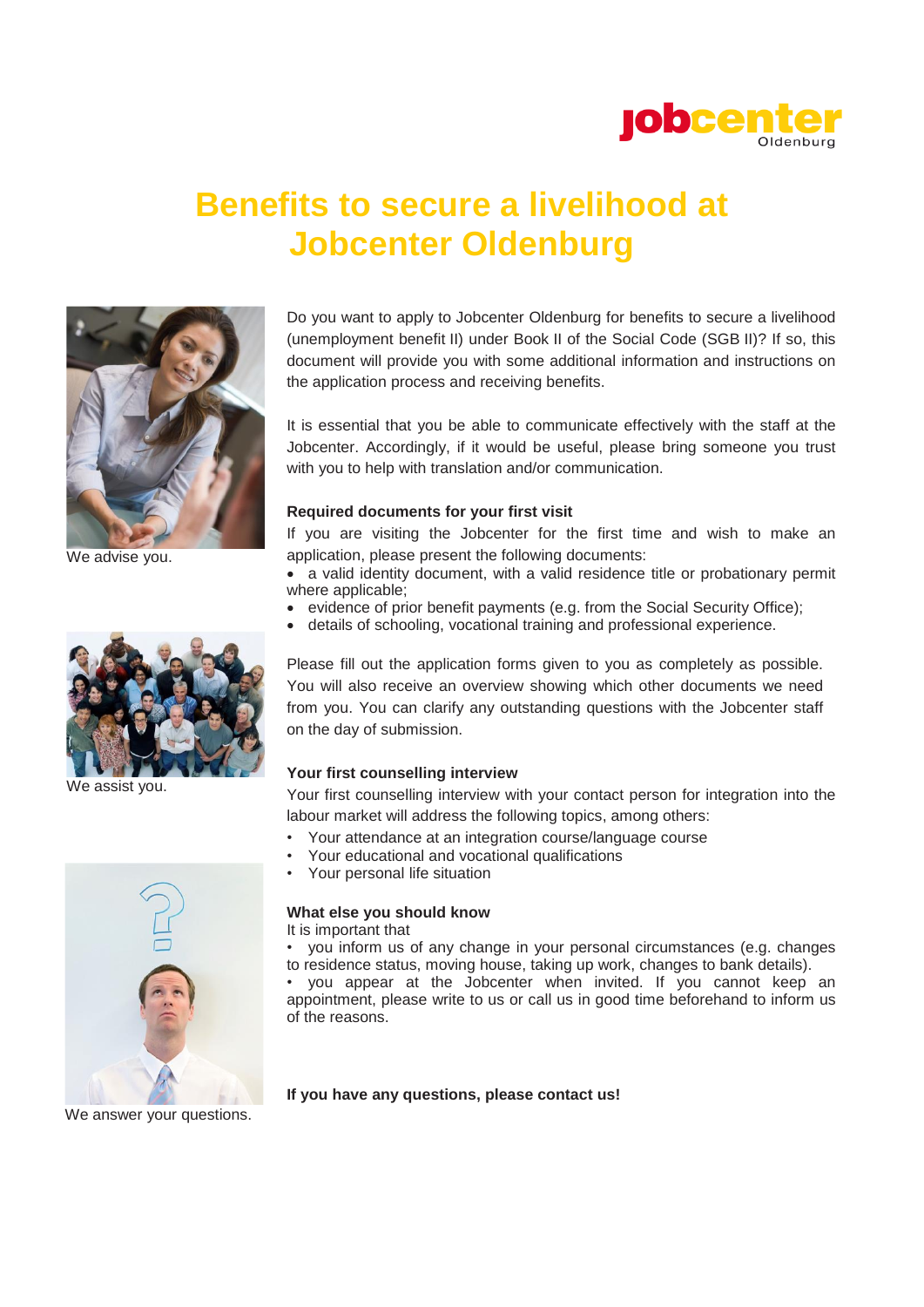jobcenter Oldenburg

# Benefits to secure a livelihood at Jobcenter Oldenburg

We advise you.

We assist you.

We answer your questions.

Do you want to apply to Jobcenter Oldenburg for benefits to secure a livelihood (unemployment benefit II) under Book II of the Social Code (SGB II)? If so, this document will provide you with some additional information and instructions on the application process and receiving benefits.

It is essential that you be able to communicate effectively with the staff at the Jobcenter. Accordingly, if it would be useful, please bring someone you trust with you to help with translation and/or communication.

**Required documents for your first visit**

If you are visiting the Jobcenter for the first time and wish to make an application, please present the following documents:

- a valid identity document, with a valid residence title or probationary permit where applicable;
- evidence of prior benefit payments (e.g. from the Social Security Office);
- details of schooling, vocational training and professional experience.

Please fill out the application forms given to you as completely as possible. You will also receive an overview showing which other documents we need from you. You can clarify any outstanding questions with the Jobcenter staff on the day of submission.

**Your first counselling interview**

Your first counselling interview with your contact person for integration into the labour market will address the following topics, among others:

- Your attendance at an integration course/language course
- Your educational and vocational qualifications
- Your personal life situation

**What else you should know**

It is important that

- you inform us of any change in your personal circumstances (e.g. changes to residence status, moving house, taking up work, changes to bank details).
- you appear at the Jobcenter when invited. If you cannot keep an appointment, please write to us or call us in good time beforehand to inform us of the reasons.

**If you have any questions, please contact us!**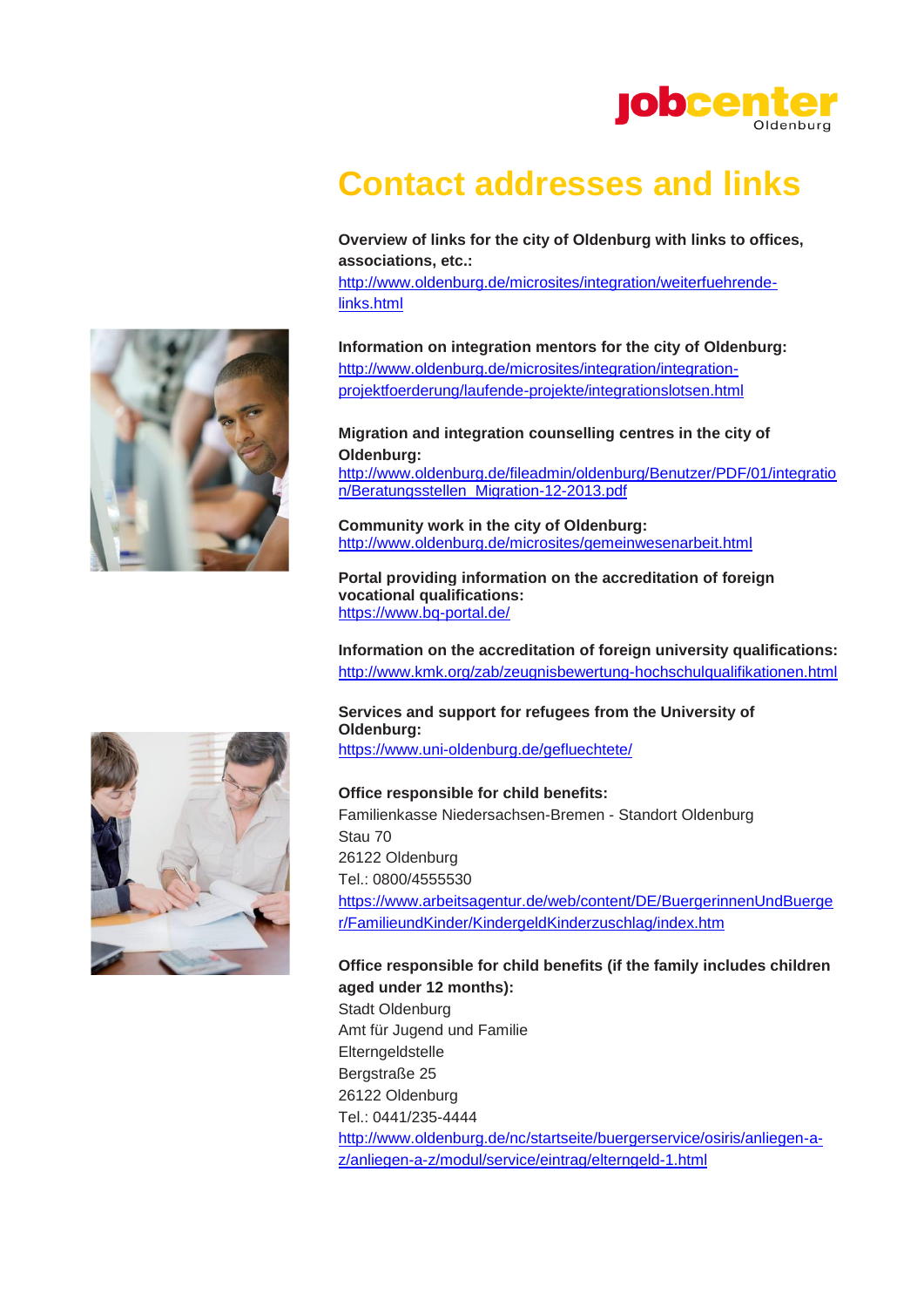# Contact addresses and links

**Overview of links for the city of Oldenburg with links to offices, associations, etc.:**
http://www.oldenburg.de/microsites/integration/weiterfuehrende-links.html

**Information on integration mentors for the city of Oldenburg:**
http://www.oldenburg.de/microsites/integration/integration-projektfoerderung/laufende-projekte/integrationslotsen.html

**Migration and integration counselling centres in the city of Oldenburg:**
http://www.oldenburg.de/fileadmin/oldenburg/Benutzer/PDF/01/integration/Beratungsstellen_Migration-12-2013.pdf

**Community work in the city of Oldenburg:**
http://www.oldenburg.de/microsites/gemeinwesenarbeit.html

**Portal providing information on the accreditation of foreign vocational qualifications:**
https://www.bq-portal.de/

**Information on the accreditation of foreign university qualifications:**
http://www.kmk.org/zab/zeugnisbewertung-hochschulqualifikationen.html

**Services and support for refugees from the University of Oldenburg:**
https://www.uni-oldenburg.de/gefluechtete/

**Office responsible for child benefits:**
Familienkasse Niedersachsen-Bremen - Standort Oldenburg
Stau 70
26122 Oldenburg
Tel.: 0800/4555530
https://www.arbeitsagentur.de/web/content/DE/BuergerinnenUndBuerger/FamilieundKinder/KindergeldKinderzuschlag/index.htm

**Office responsible for child benefits (if the family includes children aged under 12 months):**
Stadt Oldenburg
Amt für Jugend und Familie
Elterngeldstelle
Bergstraße 25
26122 Oldenburg
Tel.: 0441/235-4444
http://www.oldenburg.de/nc/startseite/buergerservice/osiris/anliegen-a-z/anliegen-a-z/modul/service/eintrag/elterngeld-1.html